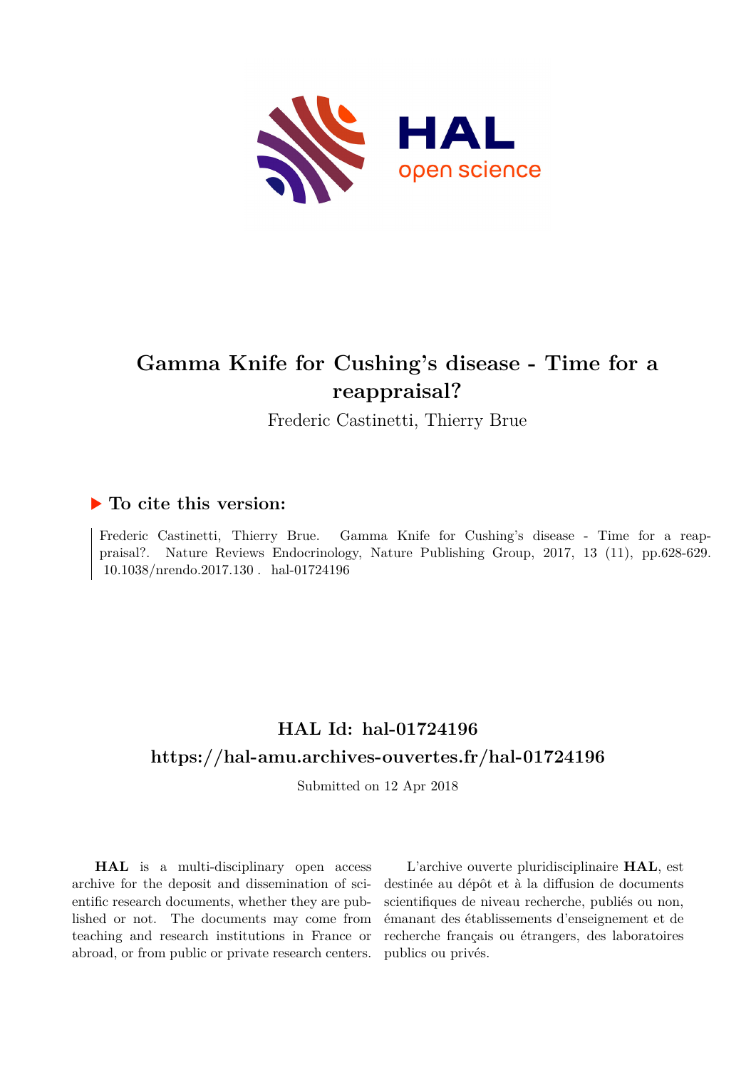# Gamma Knife for Cushing's disease - Time for a reappraisal?

Frederic Castinetti, Thierry Brue

## ▶ To cite this version:

Frederic Castinetti, Thierry Brue. Gamma Knife for Cushing's disease - Time for a reappraisal?. Nature Reviews Endocrinology, Nature Publishing Group, 2017, 13 (11), pp.628-629. 10.1038/nrendo.2017.130 . hal-01724196

## HAL Id: hal-01724196

## https://hal-amu.archives-ouvertes.fr/hal-01724196

Submitted on 12 Apr 2018

**HAL** is a multi-disciplinary open access archive for the deposit and dissemination of scientific research documents, whether they are published or not. The documents may come from teaching and research institutions in France or abroad, or from public or private research centers.

L'archive ouverte pluridisciplinaire **HAL**, est destinée au dépôt et à la diffusion de documents scientifiques de niveau recherche, publiés ou non, émanant des établissements d'enseignement et de recherche français ou étrangers, des laboratoires publics ou privés.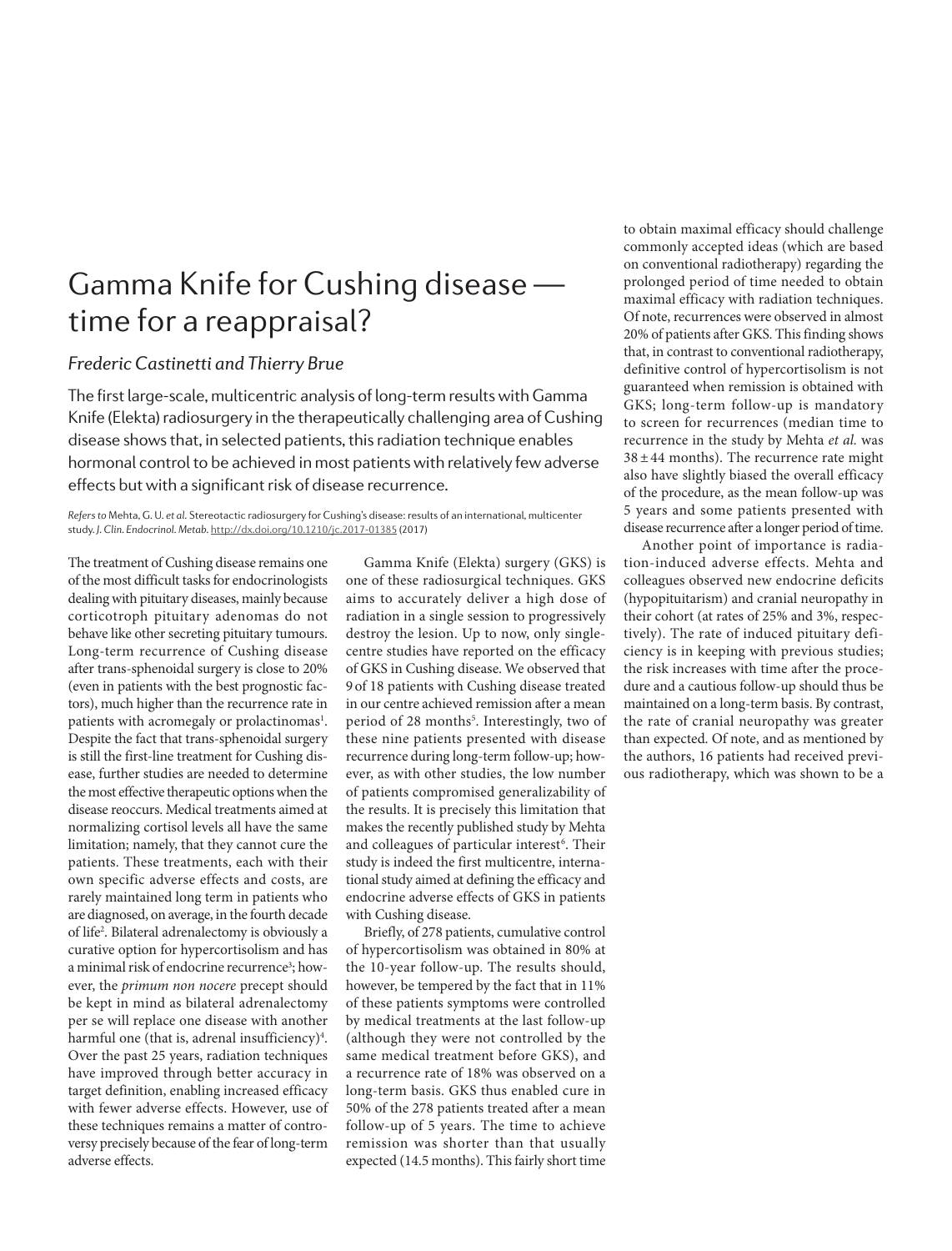# Gamma Knife for Cushing disease — time for a reappraisal?

*Frederic Castinetti and Thierry Brue*

The first large-scale, multicentric analysis of long-term results with Gamma Knife (Elekta) radiosurgery in the therapeutically challenging area of Cushing disease shows that, in selected patients, this radiation technique enables hormonal control to be achieved in most patients with relatively few adverse effects but with a significant risk of disease recurrence.

*Refers to* Mehta, G. U. *et al.* Stereotactic radiosurgery for Cushing's disease: results of an international, multicenter study. *J. Clin. Endocrinol. Metab.* http://dx.doi.org/10.1210/jc.2017-01385 (2017)

The treatment of Cushing disease remains one of the most difficult tasks for endocrinologists dealing with pituitary diseases, mainly because corticotroph pituitary adenomas do not behave like other secreting pituitary tumours. Long-term recurrence of Cushing disease after trans-sphenoidal surgery is close to 20% (even in patients with the best prognostic factors), much higher than the recurrence rate in patients with acromegaly or prolactinomas[1]. Despite the fact that trans-sphenoidal surgery is still the first-line treatment for Cushing disease, further studies are needed to determine the most effective therapeutic options when the disease reoccurs. Medical treatments aimed at normalizing cortisol levels all have the same limitation; namely, that they cannot cure the patients. These treatments, each with their own specific adverse effects and costs, are rarely maintained long term in patients who are diagnosed, on average, in the fourth decade of life[2]. Bilateral adrenalectomy is obviously a curative option for hypercortisolism and has a minimal risk of endocrine recurrence[3]; however, the *primum non nocere* precept should be kept in mind as bilateral adrenalectomy per se will replace one disease with another harmful one (that is, adrenal insufficiency)[4]. Over the past 25 years, radiation techniques have improved through better accuracy in target definition, enabling increased efficacy with fewer adverse effects. However, use of these techniques remains a matter of controversy precisely because of the fear of long-term adverse effects.

Gamma Knife (Elekta) surgery (GKS) is one of these radiosurgical techniques. GKS aims to accurately deliver a high dose of radiation in a single session to progressively destroy the lesion. Up to now, only single-centre studies have reported on the efficacy of GKS in Cushing disease. We observed that 9 of 18 patients with Cushing disease treated in our centre achieved remission after a mean period of 28 months[5]. Interestingly, two of these nine patients presented with disease recurrence during long-term follow-up; however, as with other studies, the low number of patients compromised generalizability of the results. It is precisely this limitation that makes the recently published study by Mehta and colleagues of particular interest[6]. Their study is indeed the first multicentre, international study aimed at defining the efficacy and endocrine adverse effects of GKS in patients with Cushing disease.

Briefly, of 278 patients, cumulative control of hypercortisolism was obtained in 80% at the 10-year follow-up. The results should, however, be tempered by the fact that in 11% of these patients symptoms were controlled by medical treatments at the last follow-up (although they were not controlled by the same medical treatment before GKS), and a recurrence rate of 18% was observed on a long-term basis. GKS thus enabled cure in 50% of the 278 patients treated after a mean follow-up of 5 years. The time to achieve remission was shorter than that usually expected (14.5 months). This fairly short time to obtain maximal efficacy should challenge commonly accepted ideas (which are based on conventional radiotherapy) regarding the prolonged period of time needed to obtain maximal efficacy with radiation techniques. Of note, recurrences were observed in almost 20% of patients after GKS. This finding shows that, in contrast to conventional radiotherapy, definitive control of hypercortisolism is not guaranteed when remission is obtained with GKS; long-term follow-up is mandatory to screen for recurrences (median time to recurrence in the study by Mehta *et al.* was 38 ± 44 months). The recurrence rate might also have slightly biased the overall efficacy of the procedure, as the mean follow-up was 5 years and some patients presented with disease recurrence after a longer period of time.

Another point of importance is radiation-induced adverse effects. Mehta and colleagues observed new endocrine deficits (hypopituitarism) and cranial neuropathy in their cohort (at rates of 25% and 3%, respectively). The rate of induced pituitary deficiency is in keeping with previous studies; the risk increases with time after the procedure and a cautious follow-up should thus be maintained on a long-term basis. By contrast, the rate of cranial neuropathy was greater than expected. Of note, and as mentioned by the authors, 16 patients had received previous radiotherapy, which was shown to be a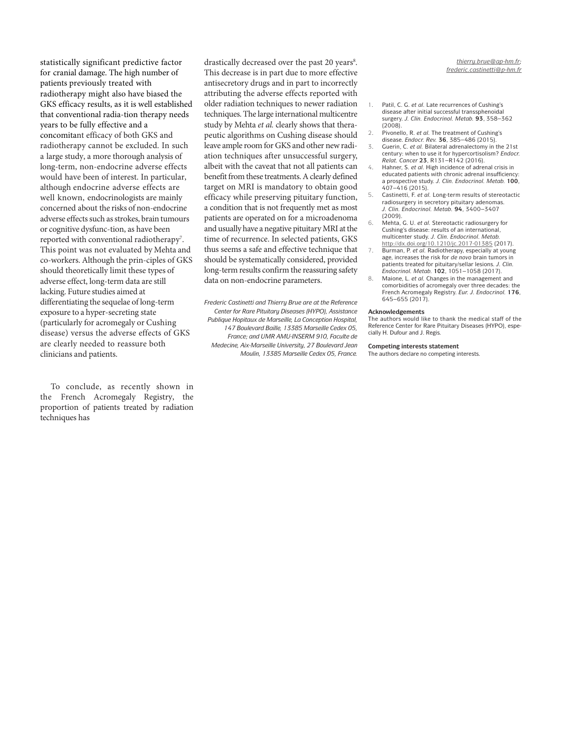statistically significant predictive factor for cranial damage. The high number of patients previously treated with radiotherapy might also have biased the GKS efficacy results, as it is well established that conventional radia-tion therapy needs years to be fully effective and a concomitant efficacy of both GKS and radiotherapy cannot be excluded. In such a large study, a more thorough analysis of long-term, non-endocrine adverse effects would have been of interest. In particular, although endocrine adverse effects are well known, endocrinologists are mainly concerned about the risks of non-endocrine adverse effects such as strokes, brain tumours or cognitive dysfunc-tion, as have been reported with conventional radiotherapy[7]. This point was not evaluated by Mehta and co-workers. Although the prin-ciples of GKS should theoretically limit these types of adverse effect, long-term data are still lacking. Future studies aimed at differentiating the sequelae of long-term exposure to a hyper-secreting state (particularly for acromegaly or Cushing disease) versus the adverse effects of GKS are clearly needed to reassure both clinicians and patients.

To conclude, as recently shown in the French Acromegaly Registry, the proportion of patients treated by radiation techniques has drastically decreased over the past 20 years[8]. This decrease is in part due to more effective antisecretory drugs and in part to incorrectly attributing the adverse effects reported with older radiation techniques to newer radiation techniques. The large international multicentre study by Mehta *et al.* clearly shows that therapeutic algorithms on Cushing disease should leave ample room for GKS and other new radiation techniques after unsuccessful surgery, albeit with the caveat that not all patients can benefit from these treatments. A clearly defined target on MRI is mandatory to obtain good efficacy while preserving pituitary function, a condition that is not frequently met as most patients are operated on for a microadenoma and usually have a negative pituitary MRI at the time of recurrence. In selected patients, GKS thus seems a safe and effective technique that should be systematically considered, provided long-term results confirm the reassuring safety data on non-endocrine parameters.

*Frederic Castinetti and Thierry Brue are at the Reference Center for Rare Pituitary Diseases (HYPO), Assistance Publique Hopitaux de Marseille, La Conception Hospital, 147 Boulevard Baille, 13385 Marseille Cedex 05, France; and UMR AMU-INSERM 910, Faculte de Medecine, Aix-Marseille University, 27 Boulevard Jean Moulin, 13385 Marseille Cedex 05, France.*

*thierry.brue@ap-hm.fr; frederic.castinetti@p-hm.fr*

1. Patil, C. G. *et al.* Late recurrences of Cushing's disease after initial successful transsphenoidal surgery. *J. Clin. Endocrinol. Metab.* **93**, 358–362 (2008).
2. Pivonello, R. *et al.* The treatment of Cushing's disease. *Endocr. Rev.* **36**, 385–486 (2015).
3. Guerin, C. *et al.* Bilateral adrenalectomy in the 21st century: when to use it for hypercortisolism? *Endocr. Relat. Cancer* **23**, R131–R142 (2016).
4. Hahner, S. *et al.* High incidence of adrenal crisis in educated patients with chronic adrenal insufficiency: a prospective study. *J. Clin. Endocrinol. Metab.* **100**, 407–416 (2015).
5. Castinetti, F. *et al.* Long-term results of stereotactic radiosurgery in secretory pituitary adenomas. *J. Clin. Endocrinol. Metab.* **94**, 3400–3407 (2009).
6. Mehta, G. U. *et al.* Stereotactic radiosurgery for Cushing's disease: results of an international, multicenter study. *J. Clin. Endocrinol. Metab.* http://dx.doi.org/10.1210/jc.2017-01385 (2017).
7. Burman, P. *et al.* Radiotherapy, especially at young age, increases the risk for *de novo* brain tumors in patients treated for pituitary/sellar lesions. *J. Clin. Endocrinol. Metab.* **102**, 1051–1058 (2017).
8. Maione, L. *et al.* Changes in the management and comorbidities of acromegaly over three decades: the French Acromegaly Registry. *Eur. J. Endocrinol.* **176**, 645–655 (2017).

**Acknowledgements**
The authors would like to thank the medical staff of the Reference Center for Rare Pituitary Diseases (HYPO), especially H. Dufour and J. Regis.

**Competing interests statement**
The authors declare no competing interests.